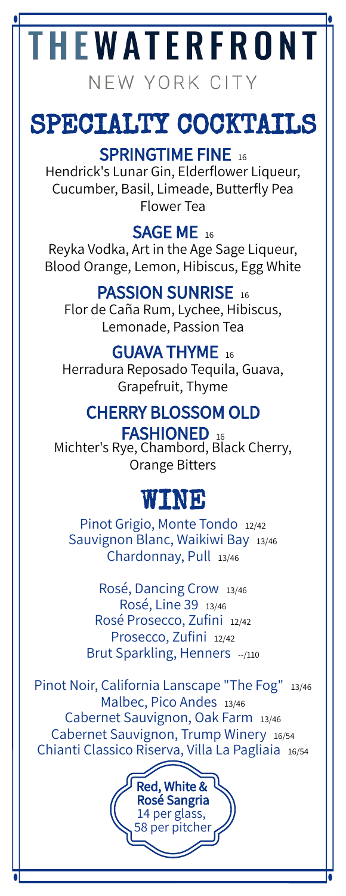# THE WATERFRONT

NEW YORK CITY

## SPECIALTY COCKTAILS

### SPRINGTIME FINE 16

Hendrick's Lunar Gin, Elderflower Liqueur, Cucumber, Basil, Limeade, Butterfly Pea Flower Tea

### SAGE ME 16

Reyka Vodka, Art in the Age Sage Liqueur, Blood Orange, Lemon, Hibiscus, Egg White

### PASSION SUNRISE 16

Flor de Caña Rum, Lychee, Hibiscus, Lemonade, Passion Tea

### GUAVA THYME 16

Herradura Reposado Tequila, Guava, Grapefruit, Thyme

### CHERRY BLOSSOM OLD FASHIONED 16

Michter's Rye, Chambord, Black Cherry, Orange Bitters

## WINE

Pinot Grigio, Monte Tondo 12/42
Sauvignon Blanc, Waikiwi Bay 13/46
Chardonnay, Pull 13/46

Rosé, Dancing Crow 13/46
Rosé, Line 39 13/46
Rosé Prosecco, Zufini 12/42
Prosecco, Zufini 12/42
Brut Sparkling, Henners --/110

Pinot Noir, California Lanscape "The Fog" 13/46
Malbec, Pico Andes 13/46
Cabernet Sauvignon, Oak Farm 13/46
Cabernet Sauvignon, Trump Winery 16/54
Chianti Classico Riserva, Villa La Pagliaia 16/54

**Red, White & Rosé Sangria**
14 per glass,
58 per pitcher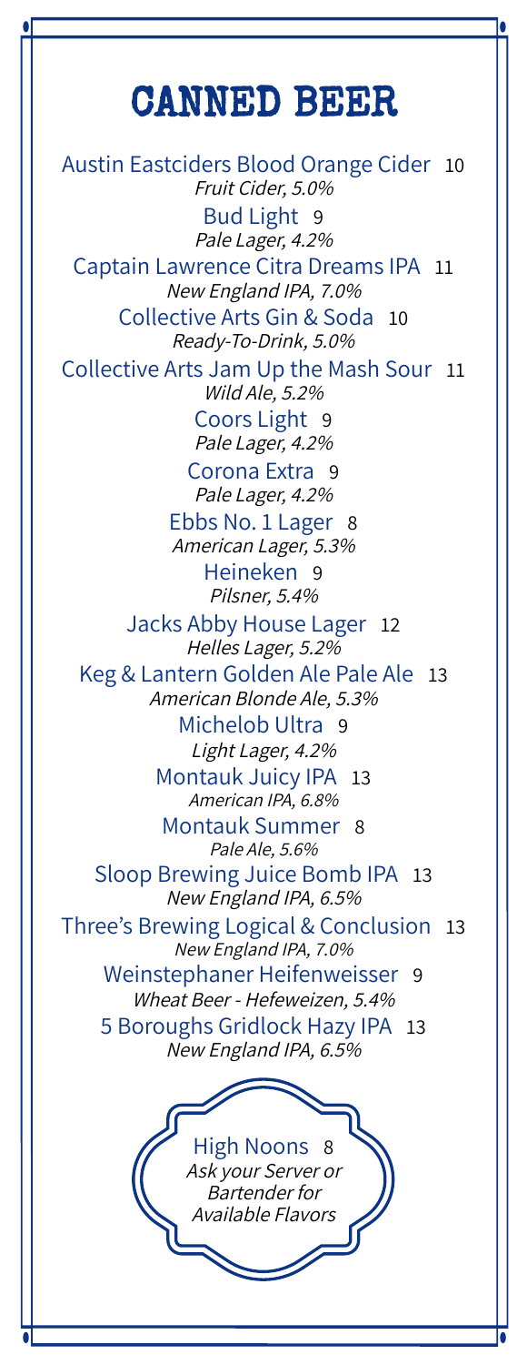# CANNED BEER

Austin Eastciders Blood Orange Cider 10
*Fruit Cider, 5.0%*

Bud Light 9
*Pale Lager, 4.2%*

Captain Lawrence Citra Dreams IPA 11
*New England IPA, 7.0%*

Collective Arts Gin & Soda 10
*Ready-To-Drink, 5.0%*

Collective Arts Jam Up the Mash Sour 11
*Wild Ale, 5.2%*

Coors Light 9
*Pale Lager, 4.2%*

Corona Extra 9
*Pale Lager, 4.2%*

Ebbs No. 1 Lager 8
*American Lager, 5.3%*

Heineken 9
*Pilsner, 5.4%*

Jacks Abby House Lager 12
*Helles Lager, 5.2%*

Keg & Lantern Golden Ale Pale Ale 13
*American Blonde Ale, 5.3%*

Michelob Ultra 9
*Light Lager, 4.2%*

Montauk Juicy IPA 13
*American IPA, 6.8%*

Montauk Summer 8
*Pale Ale, 5.6%*

Sloop Brewing Juice Bomb IPA 13
*New England IPA, 6.5%*

Three's Brewing Logical & Conclusion 13
*New England IPA, 7.0%*

Weinstephaner Heifenweisser 9
*Wheat Beer - Hefeweizen, 5.4%*

5 Boroughs Gridlock Hazy IPA 13
*New England IPA, 6.5%*

High Noons 8
*Ask your Server or Bartender for Available Flavors*